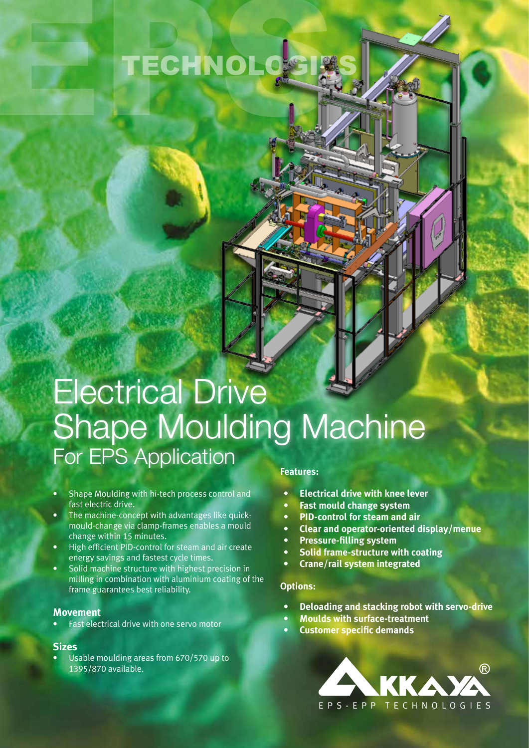# Electrical Drive Shape Moulding Machine

## For EPS Application

- Shape Moulding with hi-tech process control and fast electric drive.
- The machine-concept with advantages like quick-mould-change via clamp-frames enables a mould change within 15 minutes.
- High efficient PID-control for steam and air create energy savings and fastest cycle times.
- Solid machine structure with highest precision in milling in combination with aluminium coating of the frame guarantees best reliability.

### Movement

- Fast electrical drive with one servo motor

### Sizes

- Usable moulding areas from 670/570 up to 1395/870 available.

### Features:

- **Electrical drive with knee lever**
- **Fast mould change system**
- **PID-control for steam and air**
- **Clear and operator-oriented display/menue**
- **Pressure-filling system**
- **Solid frame-structure with coating**
- **Crane/rail system integrated**

### Options:

- **Deloading and stacking robot with servo-drive**
- **Moulds with surface-treatment**
- **Customer specific demands**

AKKAYA®
EPS-EPP TECHNOLOGIES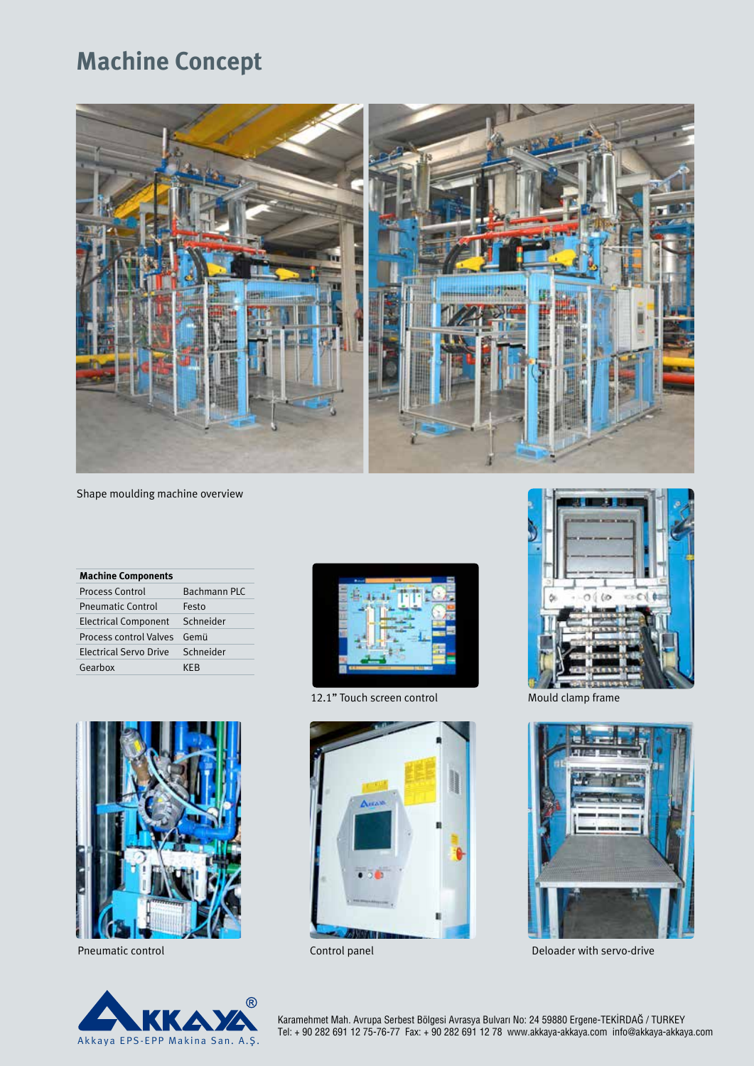# Machine Concept

Shape moulding machine overview

| Machine Components | |
|---|---|
| Process Control | Bachmann PLC |
| Pneumatic Control | Festo |
| Electrical Component | Schneider |
| Process control Valves | Gemü |
| Electrical Servo Drive | Schneider |
| Gearbox | KEB |

12.1" Touch screen control

Mould clamp frame

Pneumatic control

Control panel

Deloader with servo-drive

Akkaya EPS-EPP Makina San. A.Ş.

Karamehmet Mah. Avrupa Serbest Bölgesi Avrasya Bulvarı No: 24 59880 Ergene-TEKİRDAĞ / TURKEY
Tel: + 90 282 691 12 75-76-77 Fax: + 90 282 691 12 78 www.akkaya-akkaya.com info@akkaya-akkaya.com